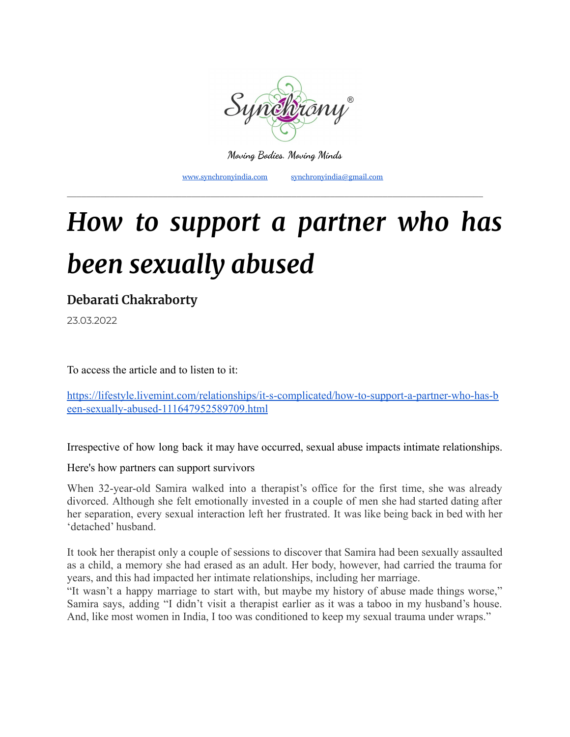Synchrony®

Moving Bodies. Moving Minds

www.synchronyindia.com    synchronyindia@gmail.com

---

# *How to support a partner who has been sexually abused*

**Debarati Chakraborty**

23.03.2022

To access the article and to listen to it:

https://lifestyle.livemint.com/relationships/it-s-complicated/how-to-support-a-partner-who-has-been-sexually-abused-111647952589709.html

Irrespective of how long back it may have occurred, sexual abuse impacts intimate relationships.

Here's how partners can support survivors

When 32-year-old Samira walked into a therapist's office for the first time, she was already divorced. Although she felt emotionally invested in a couple of men she had started dating after her separation, every sexual interaction left her frustrated. It was like being back in bed with her 'detached' husband.

It took her therapist only a couple of sessions to discover that Samira had been sexually assaulted as a child, a memory she had erased as an adult. Her body, however, had carried the trauma for years, and this had impacted her intimate relationships, including her marriage.

"It wasn't a happy marriage to start with, but maybe my history of abuse made things worse," Samira says, adding "I didn't visit a therapist earlier as it was a taboo in my husband's house. And, like most women in India, I too was conditioned to keep my sexual trauma under wraps."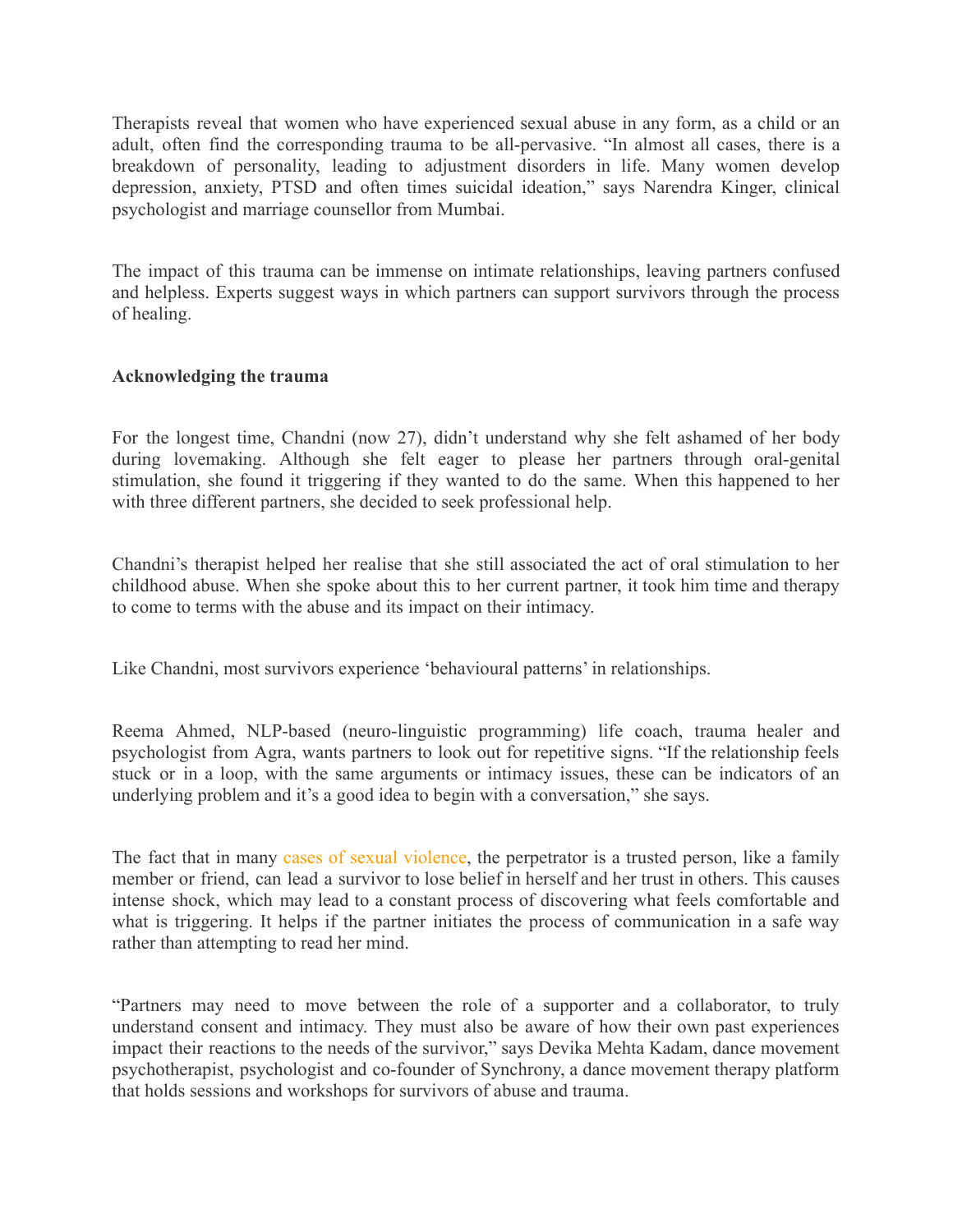Therapists reveal that women who have experienced sexual abuse in any form, as a child or an adult, often find the corresponding trauma to be all-pervasive. “In almost all cases, there is a breakdown of personality, leading to adjustment disorders in life. Many women develop depression, anxiety, PTSD and often times suicidal ideation,” says Narendra Kinger, clinical psychologist and marriage counsellor from Mumbai.

The impact of this trauma can be immense on intimate relationships, leaving partners confused and helpless. Experts suggest ways in which partners can support survivors through the process of healing.

**Acknowledging the trauma**

For the longest time, Chandni (now 27), didn’t understand why she felt ashamed of her body during lovemaking. Although she felt eager to please her partners through oral-genital stimulation, she found it triggering if they wanted to do the same. When this happened to her with three different partners, she decided to seek professional help.

Chandni’s therapist helped her realise that she still associated the act of oral stimulation to her childhood abuse. When she spoke about this to her current partner, it took him time and therapy to come to terms with the abuse and its impact on their intimacy.

Like Chandni, most survivors experience ‘behavioural patterns’ in relationships.

Reema Ahmed, NLP-based (neuro-linguistic programming) life coach, trauma healer and psychologist from Agra, wants partners to look out for repetitive signs. “If the relationship feels stuck or in a loop, with the same arguments or intimacy issues, these can be indicators of an underlying problem and it’s a good idea to begin with a conversation,” she says.

The fact that in many cases of sexual violence, the perpetrator is a trusted person, like a family member or friend, can lead a survivor to lose belief in herself and her trust in others. This causes intense shock, which may lead to a constant process of discovering what feels comfortable and what is triggering. It helps if the partner initiates the process of communication in a safe way rather than attempting to read her mind.

“Partners may need to move between the role of a supporter and a collaborator, to truly understand consent and intimacy. They must also be aware of how their own past experiences impact their reactions to the needs of the survivor,” says Devika Mehta Kadam, dance movement psychotherapist, psychologist and co-founder of Synchrony, a dance movement therapy platform that holds sessions and workshops for survivors of abuse and trauma.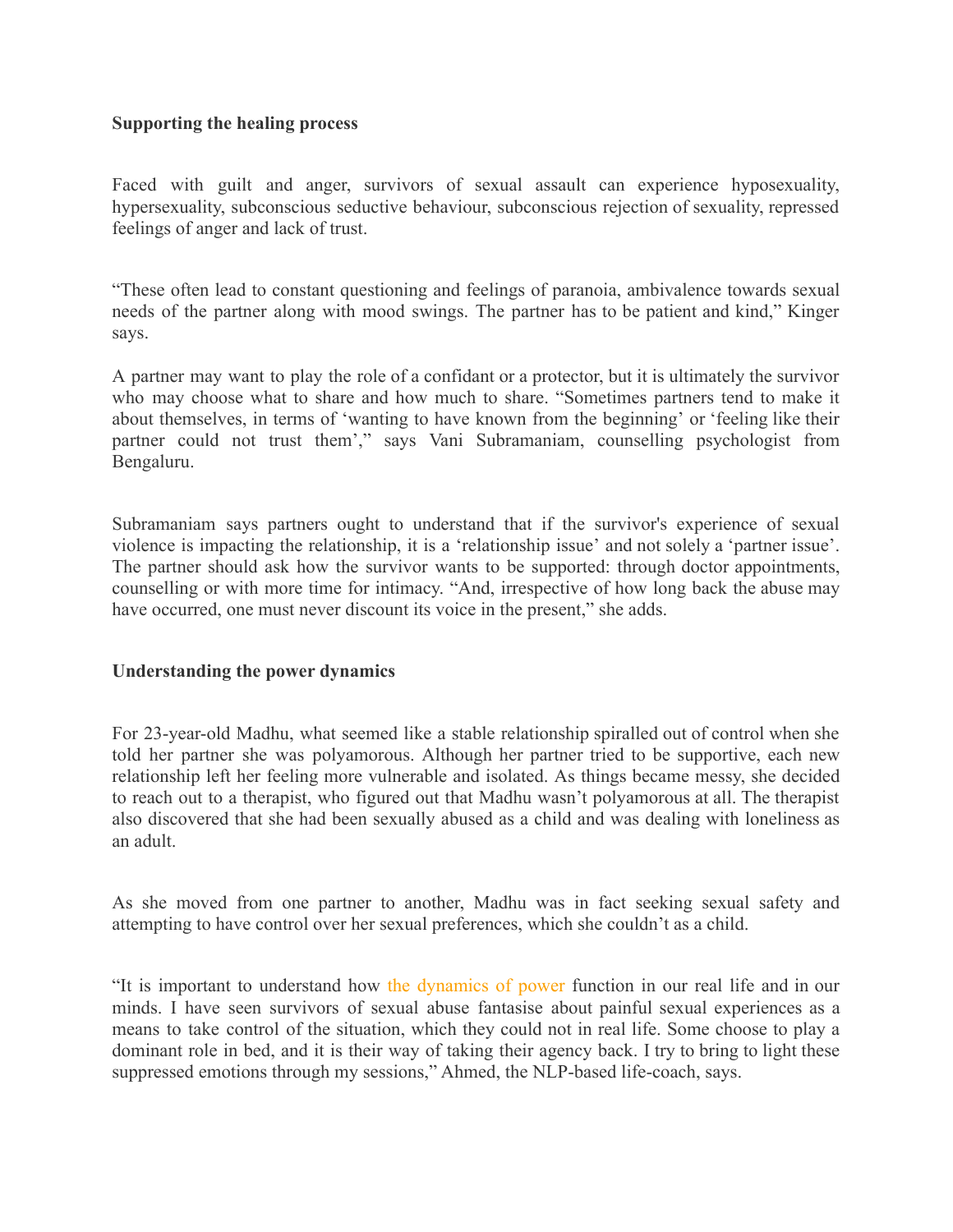**Supporting the healing process**

Faced with guilt and anger, survivors of sexual assault can experience hyposexuality, hypersexuality, subconscious seductive behaviour, subconscious rejection of sexuality, repressed feelings of anger and lack of trust.

“These often lead to constant questioning and feelings of paranoia, ambivalence towards sexual needs of the partner along with mood swings. The partner has to be patient and kind,” Kinger says.

A partner may want to play the role of a confidant or a protector, but it is ultimately the survivor who may choose what to share and how much to share. “Sometimes partners tend to make it about themselves, in terms of ‘wanting to have known from the beginning’ or ‘feeling like their partner could not trust them’,” says Vani Subramaniam, counselling psychologist from Bengaluru.

Subramaniam says partners ought to understand that if the survivor's experience of sexual violence is impacting the relationship, it is a ‘relationship issue’ and not solely a ‘partner issue’. The partner should ask how the survivor wants to be supported: through doctor appointments, counselling or with more time for intimacy. “And, irrespective of how long back the abuse may have occurred, one must never discount its voice in the present,” she adds.

**Understanding the power dynamics**

For 23-year-old Madhu, what seemed like a stable relationship spiralled out of control when she told her partner she was polyamorous. Although her partner tried to be supportive, each new relationship left her feeling more vulnerable and isolated. As things became messy, she decided to reach out to a therapist, who figured out that Madhu wasn’t polyamorous at all. The therapist also discovered that she had been sexually abused as a child and was dealing with loneliness as an adult.

As she moved from one partner to another, Madhu was in fact seeking sexual safety and attempting to have control over her sexual preferences, which she couldn’t as a child.

“It is important to understand how the dynamics of power function in our real life and in our minds. I have seen survivors of sexual abuse fantasise about painful sexual experiences as a means to take control of the situation, which they could not in real life. Some choose to play a dominant role in bed, and it is their way of taking their agency back. I try to bring to light these suppressed emotions through my sessions,” Ahmed, the NLP-based life-coach, says.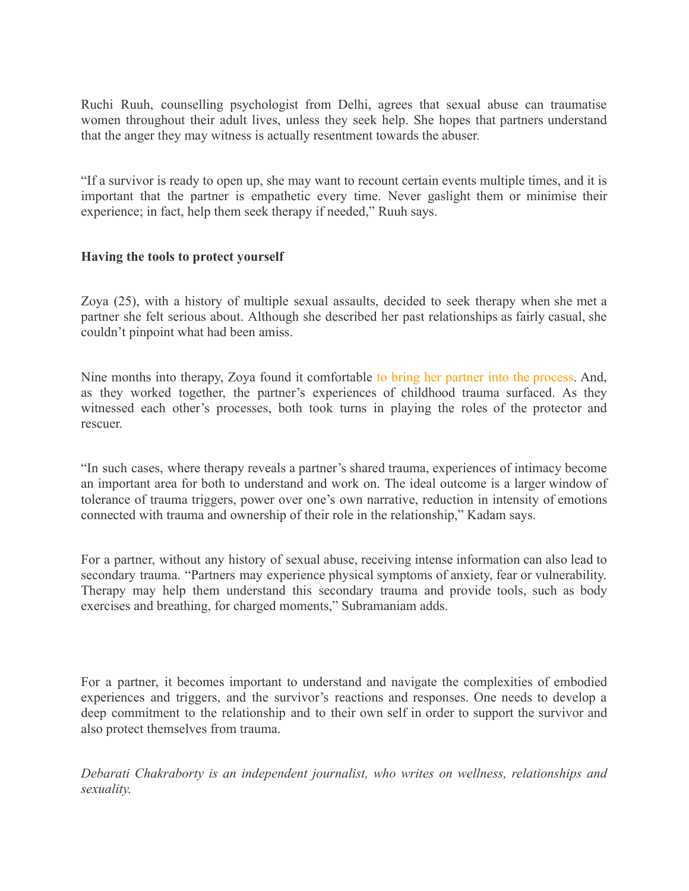Ruchi Ruuh, counselling psychologist from Delhi, agrees that sexual abuse can traumatise women throughout their adult lives, unless they seek help. She hopes that partners understand that the anger they may witness is actually resentment towards the abuser.

"If a survivor is ready to open up, she may want to recount certain events multiple times, and it is important that the partner is empathetic every time. Never gaslight them or minimise their experience; in fact, help them seek therapy if needed," Ruuh says.

**Having the tools to protect yourself**

Zoya (25), with a history of multiple sexual assaults, decided to seek therapy when she met a partner she felt serious about. Although she described her past relationships as fairly casual, she couldn't pinpoint what had been amiss.

Nine months into therapy, Zoya found it comfortable to bring her partner into the process. And, as they worked together, the partner's experiences of childhood trauma surfaced. As they witnessed each other's processes, both took turns in playing the roles of the protector and rescuer.

"In such cases, where therapy reveals a partner's shared trauma, experiences of intimacy become an important area for both to understand and work on. The ideal outcome is a larger window of tolerance of trauma triggers, power over one's own narrative, reduction in intensity of emotions connected with trauma and ownership of their role in the relationship," Kadam says.

For a partner, without any history of sexual abuse, receiving intense information can also lead to secondary trauma. "Partners may experience physical symptoms of anxiety, fear or vulnerability. Therapy may help them understand this secondary trauma and provide tools, such as body exercises and breathing, for charged moments," Subramaniam adds.

For a partner, it becomes important to understand and navigate the complexities of embodied experiences and triggers, and the survivor's reactions and responses. One needs to develop a deep commitment to the relationship and to their own self in order to support the survivor and also protect themselves from trauma.

*Debarati Chakraborty is an independent journalist, who writes on wellness, relationships and sexuality.*